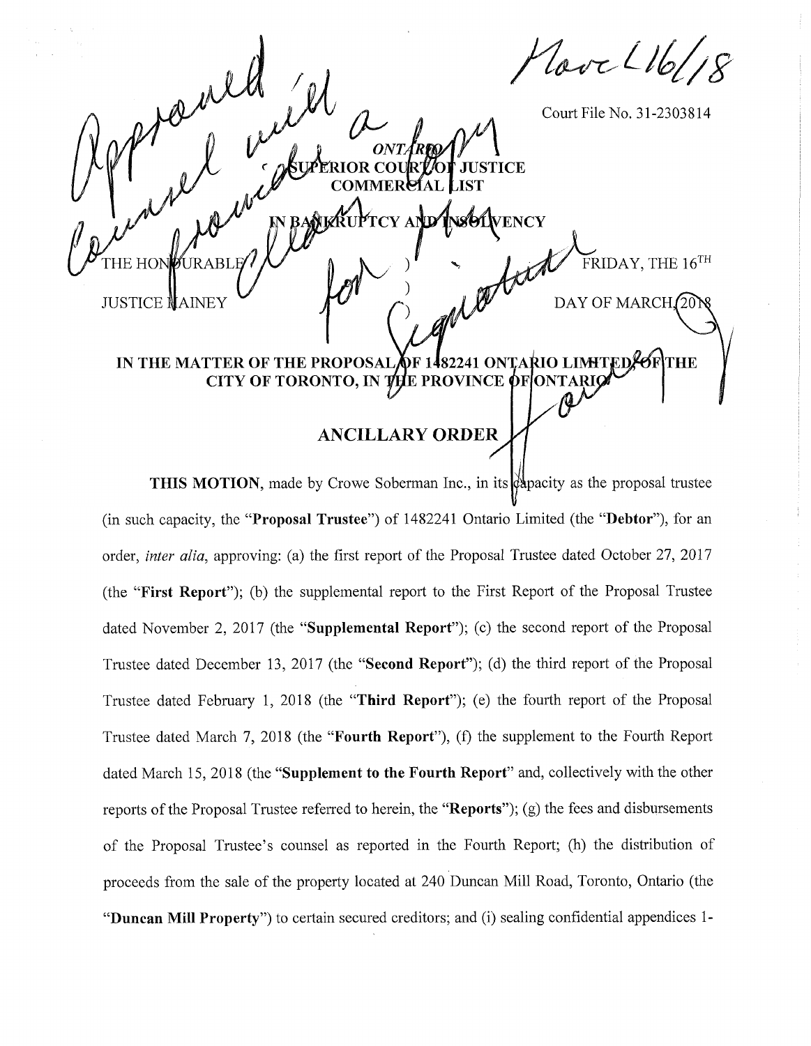Mar 16/18

Approved with counsel provided a clean copy for signature

Court File No. 31-2303814

*ONTARIO*

**SUPERIOR COURT OF JUSTICE**

**COMMERCIAL LIST**

**IN BANKRUPTCY AND INSOLVENCY**

| | | |
|---|---|---|
| THE HONOURABLE | ) | FRIDAY, THE 16[TH] |
| | ) | |
| JUSTICE MAINEY | ) | DAY OF MARCH, 2018 |

**IN THE MATTER OF THE PROPOSAL OF 1482241 ONTARIO LIMITED, OF THE CITY OF TORONTO, IN THE PROVINCE OF ONTARIO**

## ANCILLARY ORDER

**THIS MOTION**, made by Crowe Soberman Inc., in its capacity as the proposal trustee (in such capacity, the "**Proposal Trustee**") of 1482241 Ontario Limited (the "**Debtor**"), for an order, *inter alia*, approving: (a) the first report of the Proposal Trustee dated October 27, 2017 (the "**First Report**"); (b) the supplemental report to the First Report of the Proposal Trustee dated November 2, 2017 (the "**Supplemental Report**"); (c) the second report of the Proposal Trustee dated December 13, 2017 (the "**Second Report**"); (d) the third report of the Proposal Trustee dated February 1, 2018 (the "**Third Report**"); (e) the fourth report of the Proposal Trustee dated March 7, 2018 (the "**Fourth Report**"), (f) the supplement to the Fourth Report dated March 15, 2018 (the "**Supplement to the Fourth Report**" and, collectively with the other reports of the Proposal Trustee referred to herein, the "**Reports**"); (g) the fees and disbursements of the Proposal Trustee's counsel as reported in the Fourth Report; (h) the distribution of proceeds from the sale of the property located at 240 Duncan Mill Road, Toronto, Ontario (the "**Duncan Mill Property**") to certain secured creditors; and (i) sealing confidential appendices 1-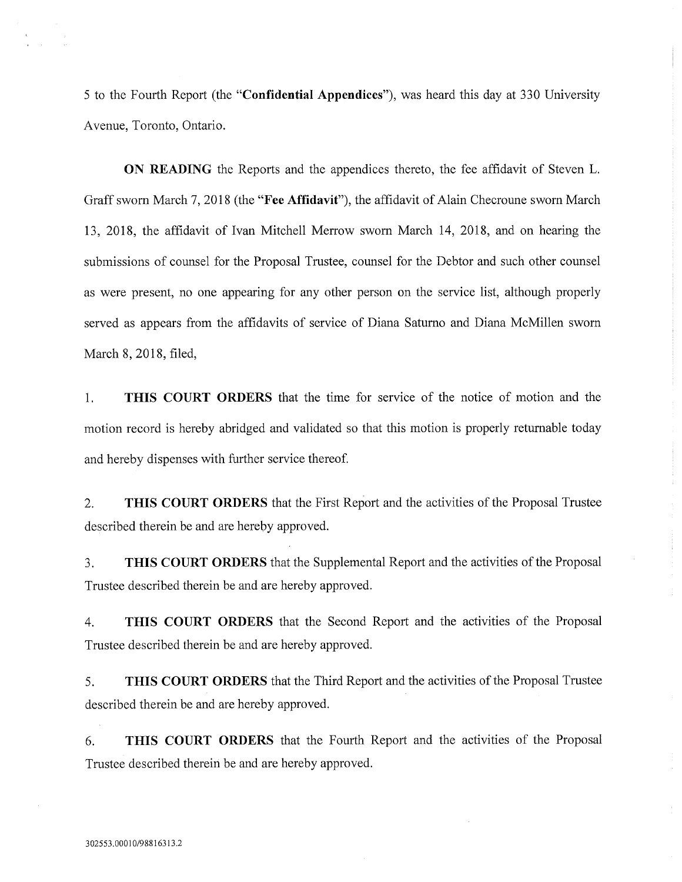5 to the Fourth Report (the "**Confidential Appendices**"), was heard this day at 330 University Avenue, Toronto, Ontario.

**ON READING** the Reports and the appendices thereto, the fee affidavit of Steven L. Graff sworn March 7, 2018 (the "**Fee Affidavit**"), the affidavit of Alain Checroune sworn March 13, 2018, the affidavit of Ivan Mitchell Merrow sworn March 14, 2018, and on hearing the submissions of counsel for the Proposal Trustee, counsel for the Debtor and such other counsel as were present, no one appearing for any other person on the service list, although properly served as appears from the affidavits of service of Diana Saturno and Diana McMillen sworn March 8, 2018, filed,

1. **THIS COURT ORDERS** that the time for service of the notice of motion and the motion record is hereby abridged and validated so that this motion is properly returnable today and hereby dispenses with further service thereof.

2. **THIS COURT ORDERS** that the First Report and the activities of the Proposal Trustee described therein be and are hereby approved.

3. **THIS COURT ORDERS** that the Supplemental Report and the activities of the Proposal Trustee described therein be and are hereby approved.

4. **THIS COURT ORDERS** that the Second Report and the activities of the Proposal Trustee described therein be and are hereby approved.

5. **THIS COURT ORDERS** that the Third Report and the activities of the Proposal Trustee described therein be and are hereby approved.

6. **THIS COURT ORDERS** that the Fourth Report and the activities of the Proposal Trustee described therein be and are hereby approved.

302553.00010/98816313.2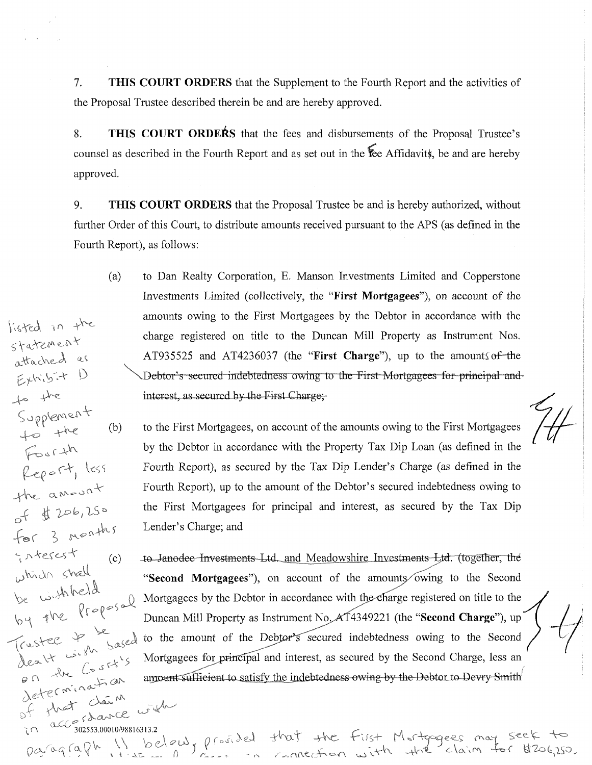7. **THIS COURT ORDERS** that the Supplement to the Fourth Report and the activities of the Proposal Trustee described therein be and are hereby approved.

8. **THIS COURT ORDERS** that the fees and disbursements of the Proposal Trustee's counsel as described in the Fourth Report and as set out in the Fee Affidavit, be and are hereby approved.

9. **THIS COURT ORDERS** that the Proposal Trustee be and is hereby authorized, without further Order of this Court, to distribute amounts received pursuant to the APS (as defined in the Fourth Report), as follows:

(a) to Dan Realty Corporation, E. Manson Investments Limited and Copperstone Investments Limited (collectively, the "**First Mortgagees**"), on account of the amounts owing to the First Mortgagees by the Debtor in accordance with the charge registered on title to the Duncan Mill Property as Instrument Nos. AT935525 and AT4236037 (the "**First Charge**"), up to the amounts ~~of the Debtor's secured indebtedness owing to the First Mortgagees for principal and interest, as secured by the First Charge;~~ listed in the statement attached as Exhibit D to the Supplement to the Fourth Report, less the amount of $206,250 for 3 months interest which shall be withheld by the Proposal Trustee to be dealt with based on the Court's determination of that claim in accordance with paragraph 11 below, provided that the First Mortgagees may seek to ... in connection with the claim for $206,250.

(b) to the First Mortgagees, on account of the amounts owing to the First Mortgagees by the Debtor in accordance with the Property Tax Dip Loan (as defined in the Fourth Report), as secured by the Tax Dip Lender's Charge (as defined in the Fourth Report), up to the amount of the Debtor's secured indebtedness owing to the First Mortgagees for principal and interest, as secured by the Tax Dip Lender's Charge; and

(c) ~~to Janodee Investments Ltd.~~ and Meadowshire Investments ~~Ltd.~~ (together, the "**Second Mortgagees**"), on account of the amounts owing to the Second Mortgagees by the Debtor in accordance with the charge registered on title to the Duncan Mill Property as Instrument No. AT4349221 (the "**Second Charge**"), up to the amount of the Debtor's secured indebtedness owing to the Second Mortgagees for principal and interest, as secured by the Second Charge, less an ~~amount sufficient to satisfy the indebtedness owing by the Debtor to Devry Smith~~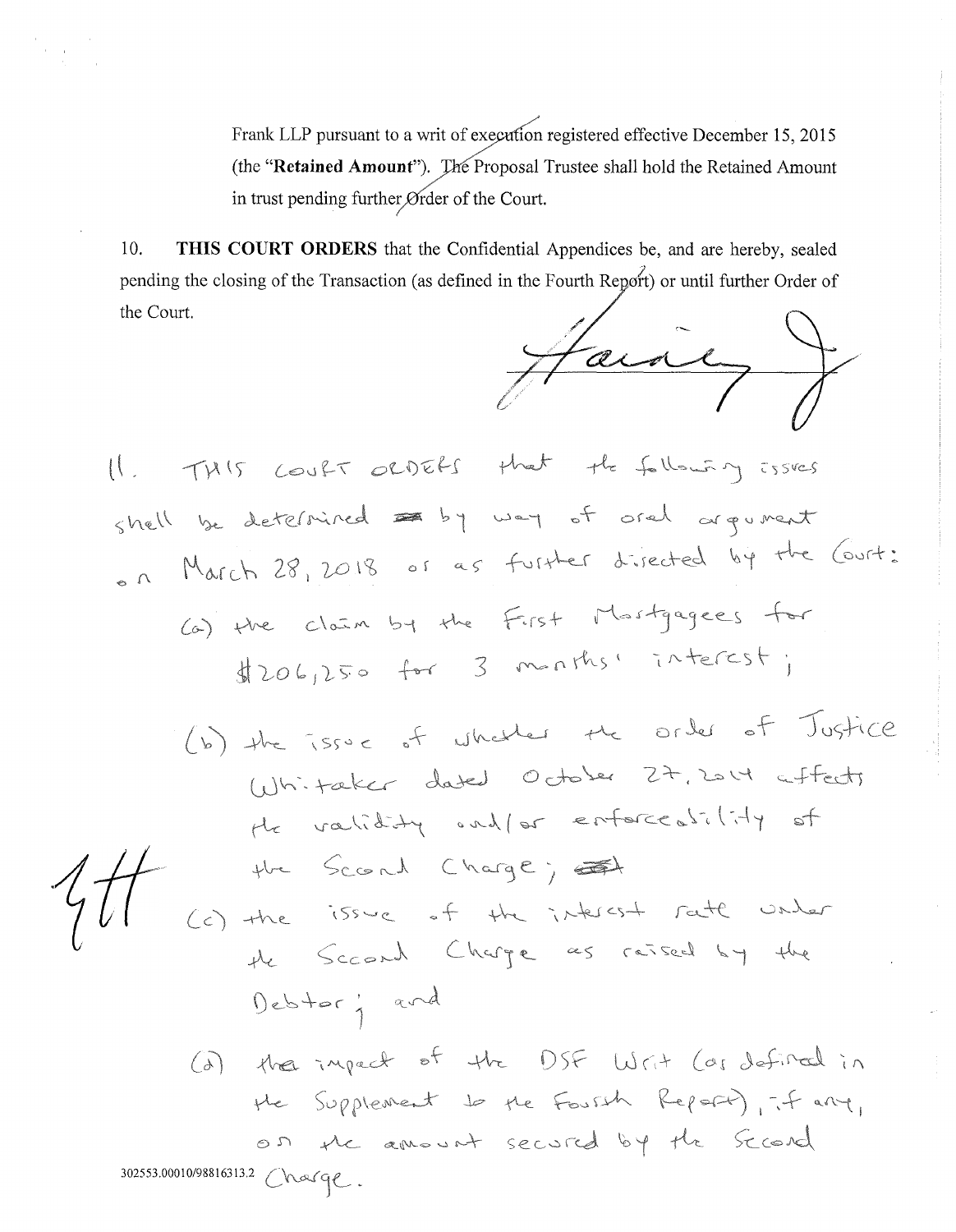Frank LLP pursuant to a writ of execution registered effective December 15, 2015 (the "**Retained Amount**"). The Proposal Trustee shall hold the Retained Amount in trust pending further Order of the Court.

10. **THIS COURT ORDERS** that the Confidential Appendices be, and are hereby, sealed pending the closing of the Transaction (as defined in the Fourth Report) or until further Order of the Court.

Hainey J

11. THIS COURT ORDERS that the following issues shall be determined by way of oral argument on March 28, 2018 or as further directed by the Court:

(a) the claim by the First Mortgagees for $206,250 for 3 months' interest;

(b) the issue of whether the order of Justice Whitaker dated October 27, 2014 affects the validity and/or enforceability of the Second Charge;

(c) the issue of the interest rate under the Second Charge as raised by the Debtor; and

(d) the impact of the DSF Writ (as defined in the Supplement to the Fourth Report), if any, on the amount secured by the Second Charge.

JH

302553.00010/98816313.2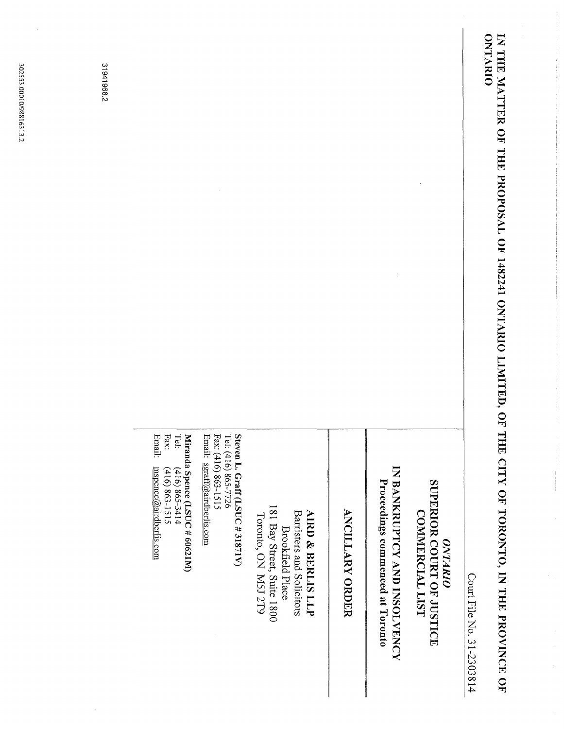IN THE MATTER OF THE PROPOSAL OF 1482241 ONTARIO LIMITED, OF THE CITY OF TORONTO, IN THE PROVINCE OF ONTARIO

Court File No. 31-2303814

***ONTARIO***
**SUPERIOR COURT OF JUSTICE**
**COMMERCIAL LIST**

**IN BANKRUPTCY AND INSOLVENCY**
**Proceedings commenced at Toronto**

**ANCILLARY ORDER**

**AIRD & BERLIS LLP**
Barristers and Solicitors
Brookfield Place
181 Bay Street, Suite 1800
Toronto, ON M5J 2T9

**Steven L. Graff (LSUC # 31871V)**
Tel: (416) 865-7726
Fax: (416) 863-1515
Email: sgraff@airdberlis.com

**Miranda Spence (LSUC # 60621M)**
Tel: (416) 865-3414
Fax: (416) 863-1515
Email: mspence@airdberlis.com

31941968.2

302553.00010/98816313.2